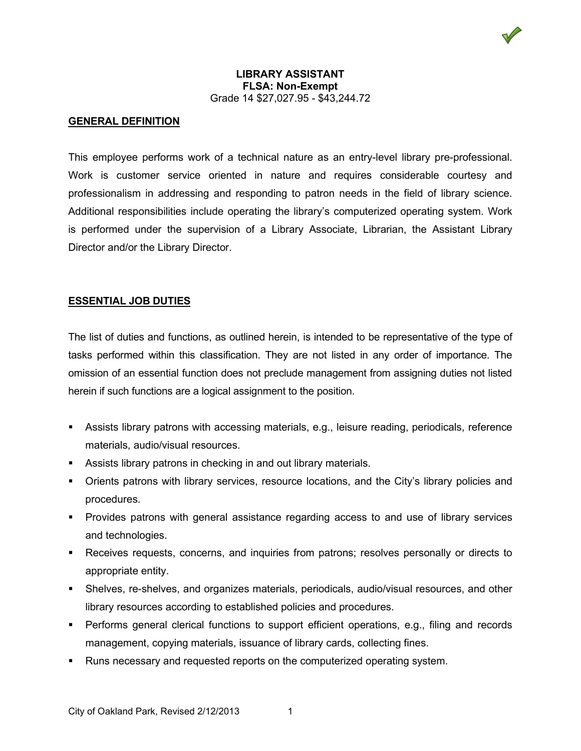# LIBRARY ASSISTANT

**FLSA: Non-Exempt**

Grade 14 $27,027.95 - $43,244.72

## GENERAL DEFINITION

This employee performs work of a technical nature as an entry-level library pre-professional. Work is customer service oriented in nature and requires considerable courtesy and professionalism in addressing and responding to patron needs in the field of library science. Additional responsibilities include operating the library's computerized operating system. Work is performed under the supervision of a Library Associate, Librarian, the Assistant Library Director and/or the Library Director.

## ESSENTIAL JOB DUTIES

The list of duties and functions, as outlined herein, is intended to be representative of the type of tasks performed within this classification. They are not listed in any order of importance. The omission of an essential function does not preclude management from assigning duties not listed herein if such functions are a logical assignment to the position.

- Assists library patrons with accessing materials, e.g., leisure reading, periodicals, reference materials, audio/visual resources.
- Assists library patrons in checking in and out library materials.
- Orients patrons with library services, resource locations, and the City's library policies and procedures.
- Provides patrons with general assistance regarding access to and use of library services and technologies.
- Receives requests, concerns, and inquiries from patrons; resolves personally or directs to appropriate entity.
- Shelves, re-shelves, and organizes materials, periodicals, audio/visual resources, and other library resources according to established policies and procedures.
- Performs general clerical functions to support efficient operations, e.g., filing and records management, copying materials, issuance of library cards, collecting fines.
- Runs necessary and requested reports on the computerized operating system.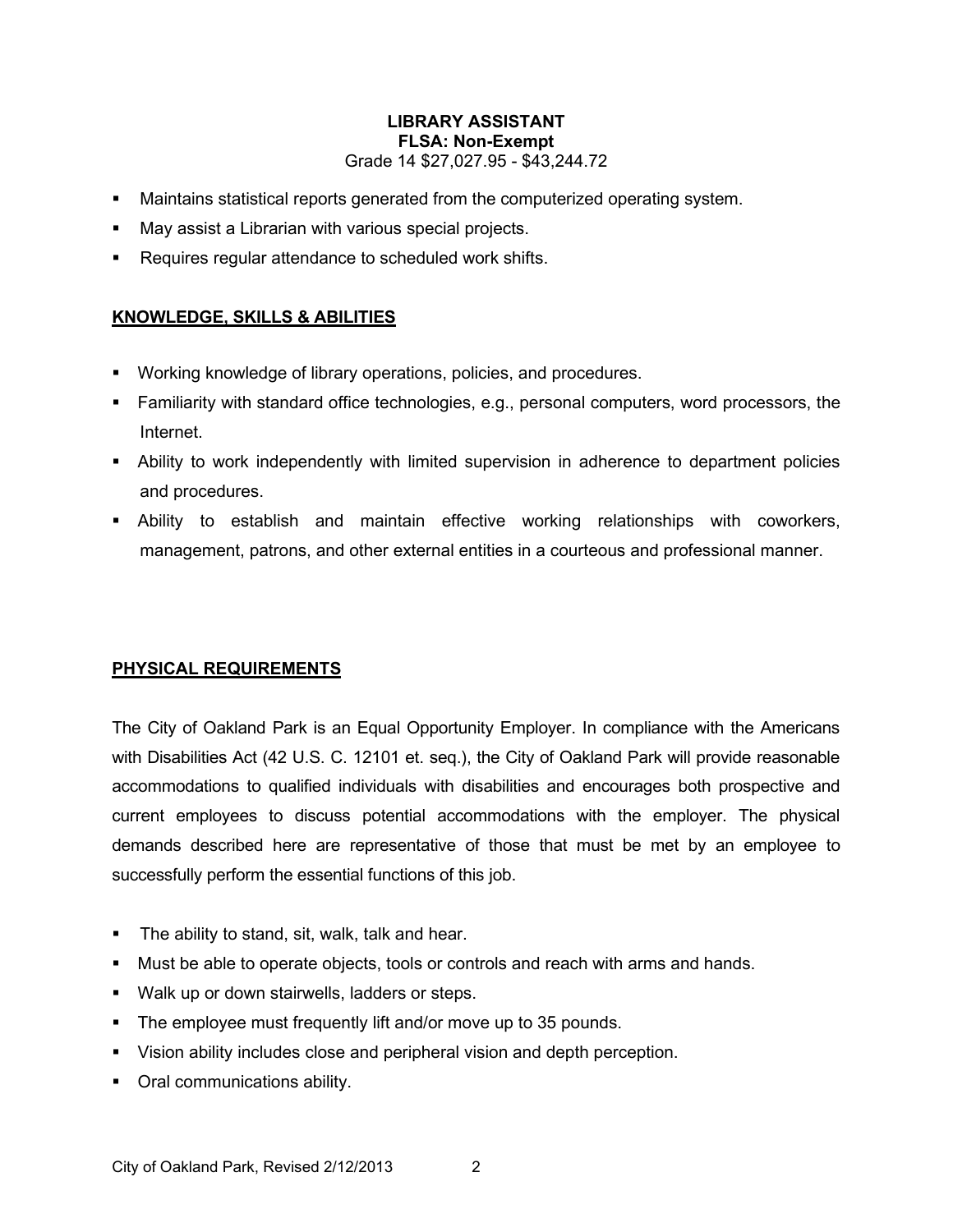**LIBRARY ASSISTANT**
**FLSA: Non-Exempt**
Grade 14 $27,027.95 - $43,244.72

- Maintains statistical reports generated from the computerized operating system.
- May assist a Librarian with various special projects.
- Requires regular attendance to scheduled work shifts.

## KNOWLEDGE, SKILLS & ABILITIES

- Working knowledge of library operations, policies, and procedures.
- Familiarity with standard office technologies, e.g., personal computers, word processors, the Internet.
- Ability to work independently with limited supervision in adherence to department policies and procedures.
- Ability to establish and maintain effective working relationships with coworkers, management, patrons, and other external entities in a courteous and professional manner.

## PHYSICAL REQUIREMENTS

The City of Oakland Park is an Equal Opportunity Employer. In compliance with the Americans with Disabilities Act (42 U.S. C. 12101 et. seq.), the City of Oakland Park will provide reasonable accommodations to qualified individuals with disabilities and encourages both prospective and current employees to discuss potential accommodations with the employer. The physical demands described here are representative of those that must be met by an employee to successfully perform the essential functions of this job.

- The ability to stand, sit, walk, talk and hear.
- Must be able to operate objects, tools or controls and reach with arms and hands.
- Walk up or down stairwells, ladders or steps.
- The employee must frequently lift and/or move up to 35 pounds.
- Vision ability includes close and peripheral vision and depth perception.
- Oral communications ability.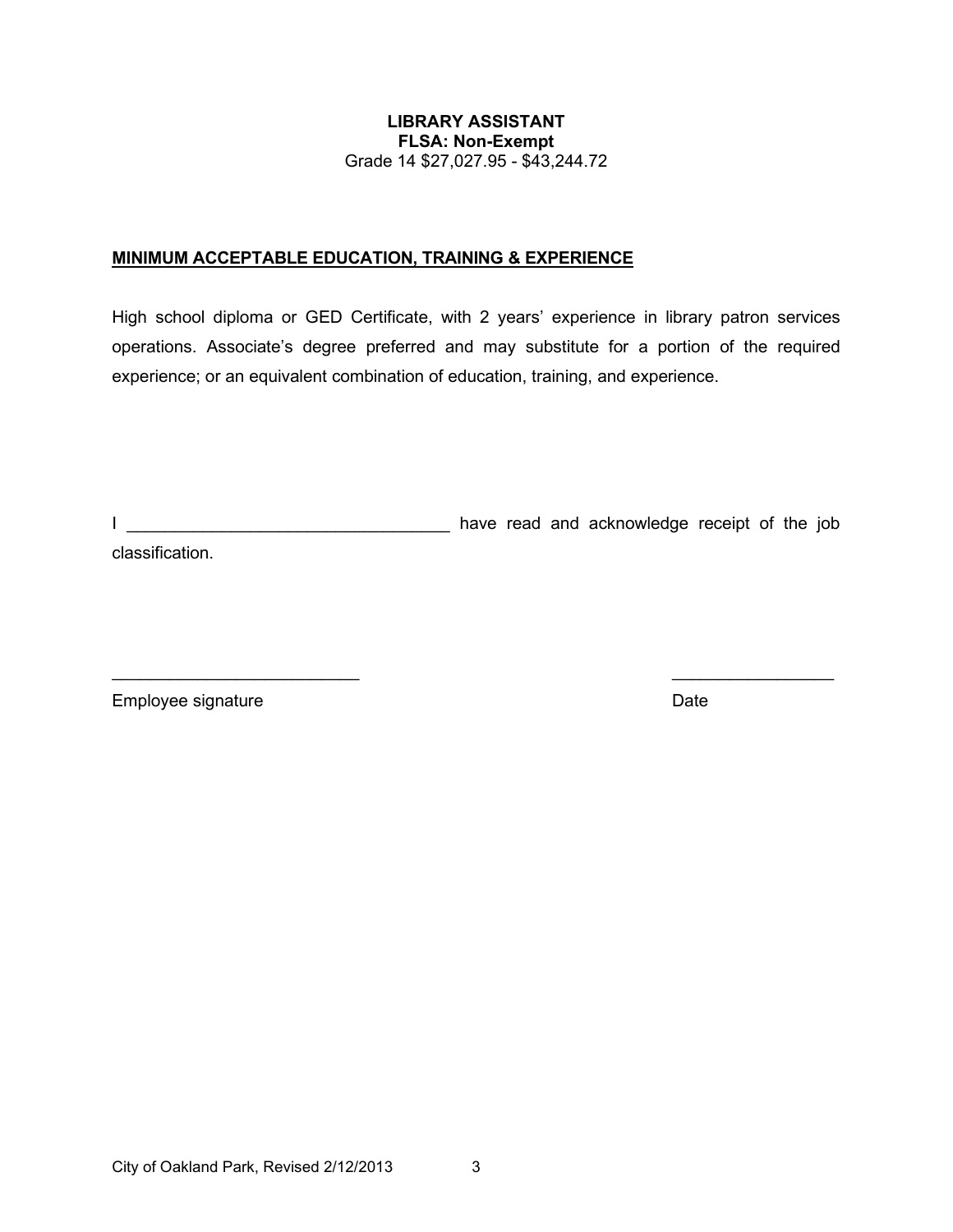**LIBRARY ASSISTANT**
**FLSA: Non-Exempt**
Grade 14 $27,027.95 - $43,244.72

**MINIMUM ACCEPTABLE EDUCATION, TRAINING & EXPERIENCE**

High school diploma or GED Certificate, with 2 years' experience in library patron services operations. Associate's degree preferred and may substitute for a portion of the required experience; or an equivalent combination of education, training, and experience.

I ________________________________ have read and acknowledge receipt of the job classification.

________________________ ________________

Employee signature Date